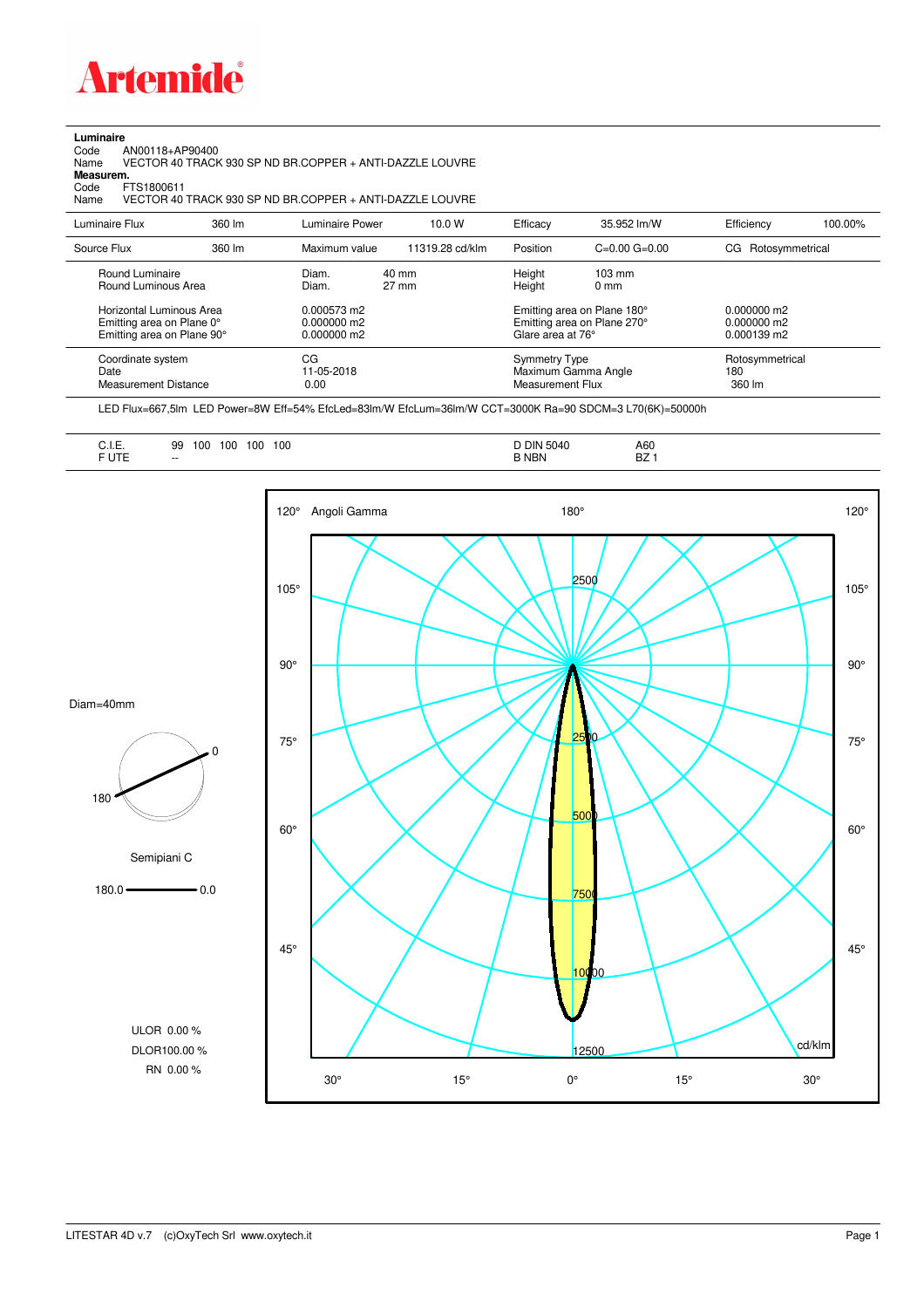# Artemide

**Luminaire**

Code AN00118+AP90400
Name VECTOR 40 TRACK 930 SP ND BR.COPPER + ANTI-DAZZLE LOUVRE

**Measurem.**

Code FTS1800611
Name VECTOR 40 TRACK 930 SP ND BR.COPPER + ANTI-DAZZLE LOUVRE

| | | | | | | | |
|---|---|---|---|---|---|---|---|
| Luminaire Flux | 360 lm | Luminaire Power | 10.0 W | Efficacy | 35.952 lm/W | Efficiency | 100.00% |
| Source Flux | 360 lm | Maximum value | 11319.28 cd/klm | Position | C=0.00 G=0.00 | CG | Rotosymmetrical |

| | | | | | |
|---|---|---|---|---|---|
| Round Luminaire | Diam. | 40 mm | Height | 103 mm | |
| Round Luminous Area | Diam. | 27 mm | Height | 0 mm | |
| Horizontal Luminous Area | 0.000573 m2 | | Emitting area on Plane 180° | | 0.000000 m2 |
| Emitting area on Plane 0° | 0.000000 m2 | | Emitting area on Plane 270° | | 0.000000 m2 |
| Emitting area on Plane 90° | 0.000000 m2 | | Glare area at 76° | | 0.000139 m2 |

| | | | |
|---|---|---|---|
| Coordinate system | CG | Symmetry Type | Rotosymmetrical |
| Date | 11-05-2018 | Maximum Gamma Angle | 180 |
| Measurement Distance | 0.00 | Measurement Flux | 360 lm |

LED Flux=667,5lm LED Power=8W Eff=54% EfcLed=83lm/W EfcLum=36lm/W CCT=3000K Ra=90 SDCM=3 L70(6K)=50000h

| | | | |
|---|---|---|---|
| C.I.E. | 99 100 100 100 100 | D DIN 5040 | A60 |
| F UTE | -- | B NBN | BZ 1 |

Diam=40mm

Semipiani C

180.0 — 0.0

ULOR 0.00 %
DLOR100.00 %
RN 0.00 %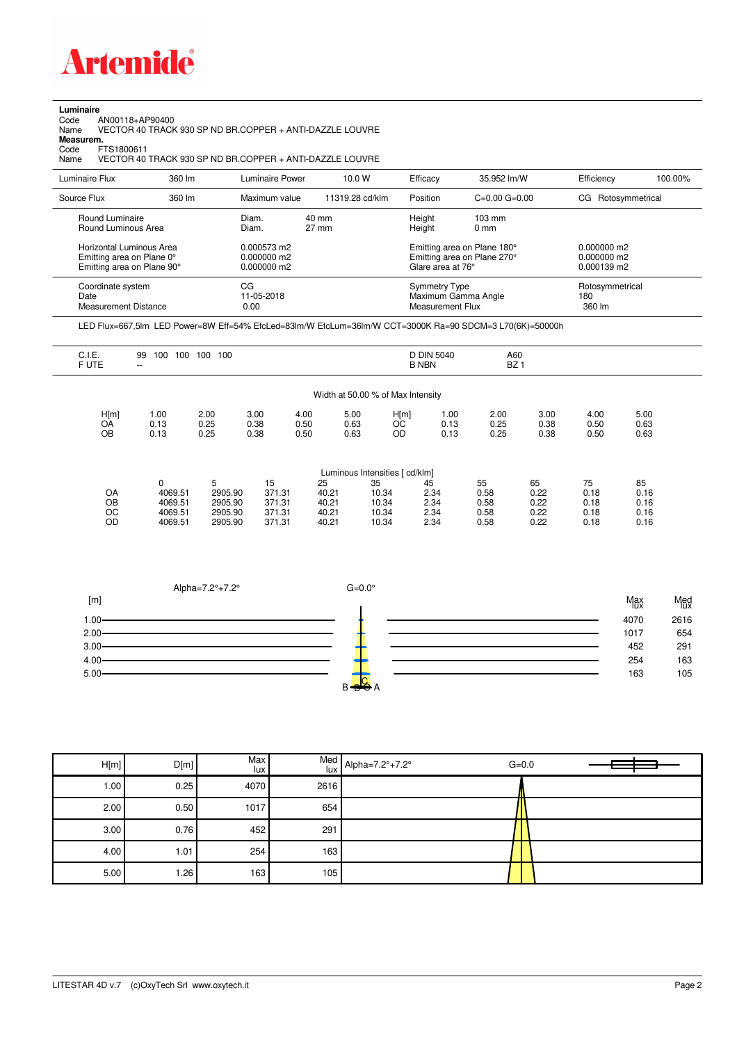Artemide

**Luminaire**
Code AN00118+AP90400
Name VECTOR 40 TRACK 930 SP ND BR.COPPER + ANTI-DAZZLE LOUVRE
**Measurem.**
Code FTS1800611
Name VECTOR 40 TRACK 930 SP ND BR.COPPER + ANTI-DAZZLE LOUVRE

| | | | | | | | |
|---|---|---|---|---|---|---|---|
| Luminaire Flux | 360 lm | Luminaire Power | 10.0 W | Efficacy | 35.952 lm/W | Efficiency | 100.00% |
| Source Flux | 360 lm | Maximum value | 11319.28 cd/klm | Position | C=0.00 G=0.00 | CG | Rotosymmetrical |

| | | | | | |
|---|---|---|---|---|---|
| Round Luminaire | Diam. | 40 mm | Height | 103 mm | |
| Round Luminous Area | Diam. | 27 mm | Height | 0 mm | |
| Horizontal Luminous Area | 0.000573 m2 | | Emitting area on Plane 180° | | 0.000000 m2 |
| Emitting area on Plane 0° | 0.000000 m2 | | Emitting area on Plane 270° | | 0.000000 m2 |
| Emitting area on Plane 90° | 0.000000 m2 | | Glare area at 76° | | 0.000139 m2 |

| | | | |
|---|---|---|---|
| Coordinate system | CG | Symmetry Type | Rotosymmetrical |
| Date | 11-05-2018 | Maximum Gamma Angle | 180 |
| Measurement Distance | 0.00 | Measurement Flux | 360 lm |

LED Flux=667,5lm LED Power=8W Eff=54% EfcLed=83lm/W EfcLum=36lm/W CCT=3000K Ra=90 SDCM=3 L70(6K)=50000h

| | | | |
|---|---|---|---|
| C.I.E. | 99 100 100 100 100 | D DIN 5040 | A60 |
| F UTE | -- | B NBN | BZ 1 |

Width at 50.00 % of Max Intensity

| H[m] | 1.00 | 2.00 | 3.00 | 4.00 | 5.00 | H[m] | 1.00 | 2.00 | 3.00 | 4.00 | 5.00 |
|---|---|---|---|---|---|---|---|---|---|---|---|
| OA | 0.13 | 0.25 | 0.38 | 0.50 | 0.63 | OC | 0.13 | 0.25 | 0.38 | 0.50 | 0.63 |
| OB | 0.13 | 0.25 | 0.38 | 0.50 | 0.63 | OD | 0.13 | 0.25 | 0.38 | 0.50 | 0.63 |

Luminous Intensities [ cd/klm]

| | 0 | 5 | 15 | 25 | 35 | 45 | 55 | 65 | 75 | 85 |
|---|---|---|---|---|---|---|---|---|---|---|
| OA | 4069.51 | 2905.90 | 371.31 | 40.21 | 10.34 | 2.34 | 0.58 | 0.22 | 0.18 | 0.16 |
| OB | 4069.51 | 2905.90 | 371.31 | 40.21 | 10.34 | 2.34 | 0.58 | 0.22 | 0.18 | 0.16 |
| OC | 4069.51 | 2905.90 | 371.31 | 40.21 | 10.34 | 2.34 | 0.58 | 0.22 | 0.18 | 0.16 |
| OD | 4069.51 | 2905.90 | 371.31 | 40.21 | 10.34 | 2.34 | 0.58 | 0.22 | 0.18 | 0.16 |

Alpha=7.2°+7.2° G=0.0°

[m] Max lux Med lux
1.00 4070 2616
2.00 1017 654
3.00 452 291
4.00 254 163
5.00 163 105

B D C A

| H[m] | D[m] | Max lux | Med lux | Alpha=7.2°+7.2° G=0.0 |
|---|---|---|---|---|
| 1.00 | 0.25 | 4070 | 2616 | |
| 2.00 | 0.50 | 1017 | 654 | |
| 3.00 | 0.76 | 452 | 291 | |
| 4.00 | 1.01 | 254 | 163 | |
| 5.00 | 1.26 | 163 | 105 | |

LITESTAR 4D v.7 (c)OxyTech Srl www.oxytech.it